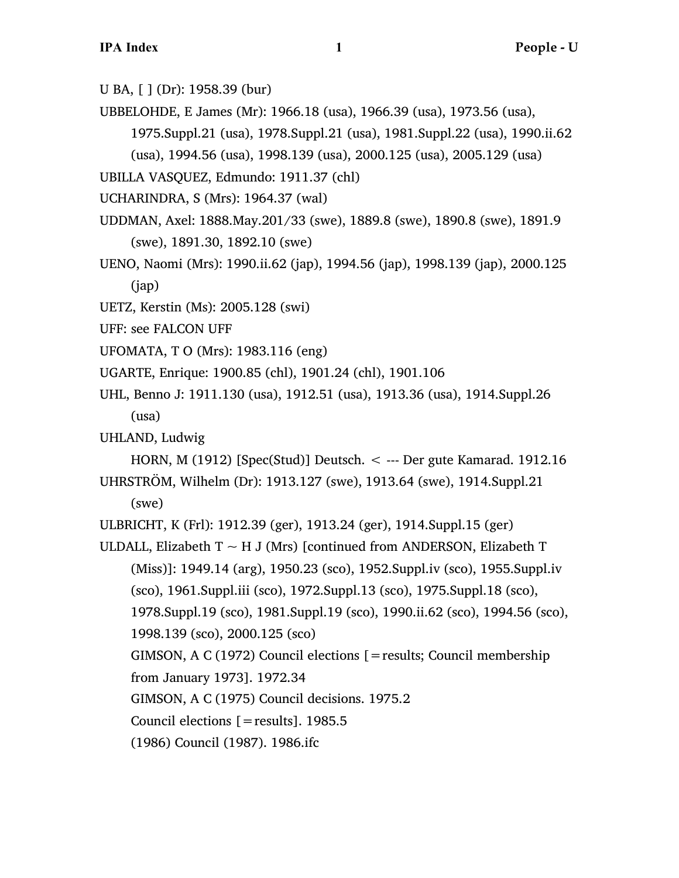U BA, [ ] (Dr): 1958.39 (bur)

UBBELOHDE, E James (Mr): 1966.18 (usa), 1966.39 (usa), 1973.56 (usa), 1975.Suppl.21 (usa), 1978.Suppl.21 (usa), 1981.Suppl.22 (usa), 1990.ii.62 (usa), 1994.56 (usa), 1998.139 (usa), 2000.125 (usa), 2005.129 (usa)

UBILLA VASQUEZ, Edmundo: 1911.37 (chl)

UCHARINDRA, S (Mrs): 1964.37 (wal)

UDDMAN, Axel: 1888.May.201/33 (swe), 1889.8 (swe), 1890.8 (swe), 1891.9 (swe), 1891.30, 1892.10 (swe)

UENO, Naomi (Mrs): 1990.ii.62 (jap), 1994.56 (jap), 1998.139 (jap), 2000.125 (jap)

UETZ, Kerstin (Ms): 2005.128 (swi)

UFF: see FALCON UFF

UFOMATA, T O (Mrs): 1983.116 (eng)

UGARTE, Enrique: 1900.85 (chl), 1901.24 (chl), 1901.106

UHL, Benno J: 1911.130 (usa), 1912.51 (usa), 1913.36 (usa), 1914.Suppl.26 (usa)

UHLAND, Ludwig

HORN, M (1912) [Spec(Stud)] Deutsch. < --- Der gute Kamarad. 1912.16

UHRSTRÖM, Wilhelm (Dr): 1913.127 (swe), 1913.64 (swe), 1914.Suppl.21 (swe)

ULBRICHT, K (Frl): 1912.39 (ger), 1913.24 (ger), 1914.Suppl.15 (ger)

ULDALL, Elizabeth T ~ H J (Mrs) [continued from ANDERSON, Elizabeth T (Miss)]: 1949.14 (arg), 1950.23 (sco), 1952.Suppl.iv (sco), 1955.Suppl.iv (sco), 1961.Suppl.iii (sco), 1972.Suppl.13 (sco), 1975.Suppl.18 (sco), 1978.Suppl.19 (sco), 1981.Suppl.19 (sco), 1990.ii.62 (sco), 1994.56 (sco), 1998.139 (sco), 2000.125 (sco)

GIMSON, A C (1972) Council elections [=results; Council membership from January 1973]. 1972.34

GIMSON, A C (1975) Council decisions. 1975.2

Council elections [=results]. 1985.5

(1986) Council (1987). 1986.ifc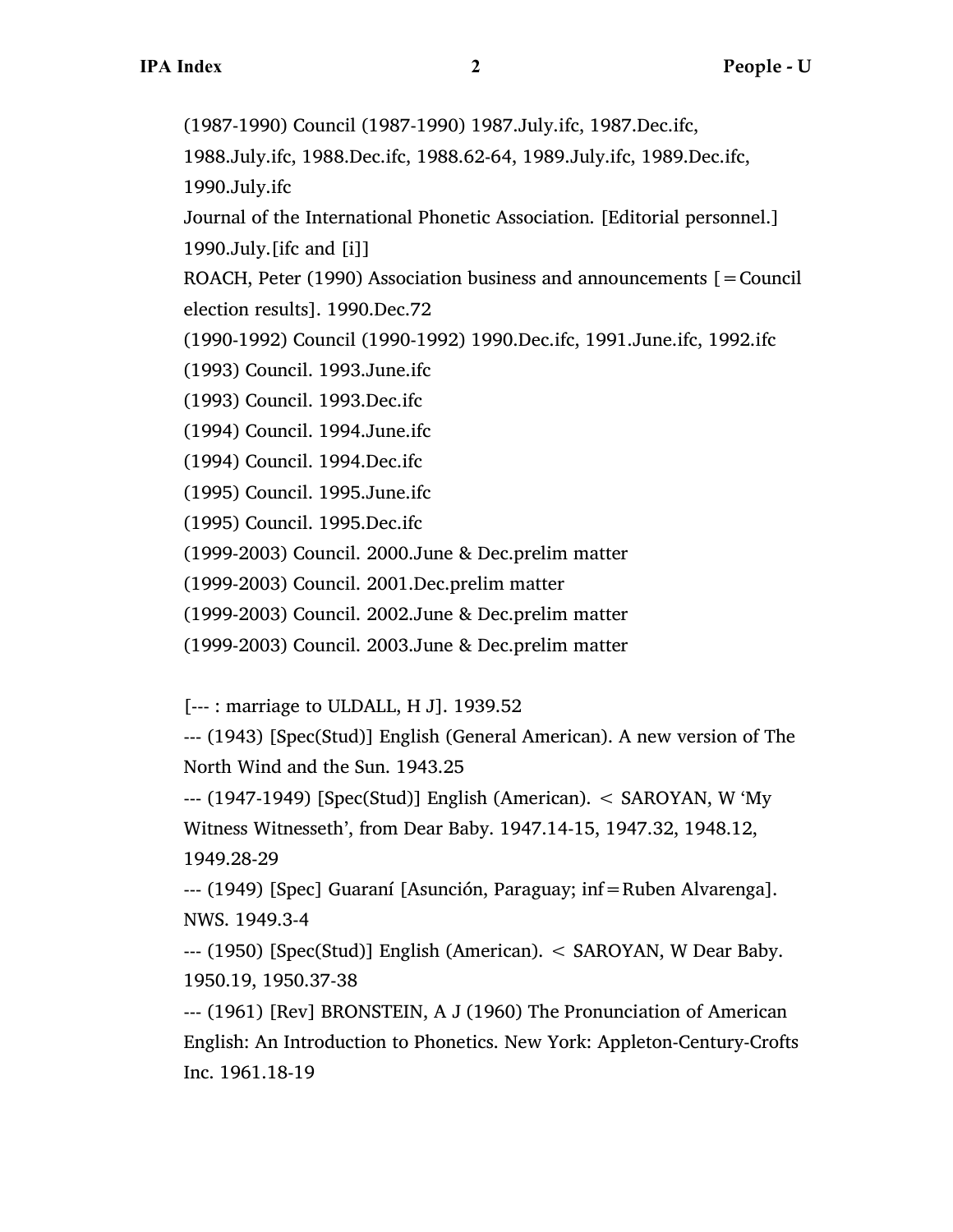(1987-1990) Council (1987-1990) 1987.July.ifc, 1987.Dec.ifc, 1988.July.ifc, 1988.Dec.ifc, 1988.62-64, 1989.July.ifc, 1989.Dec.ifc, 1990.July.ifc

Journal of the International Phonetic Association. [Editorial personnel.] 1990.July.[ifc and [i]]

ROACH, Peter (1990) Association business and announcements [=Council election results]. 1990.Dec.72

(1990-1992) Council (1990-1992) 1990.Dec.ifc, 1991.June.ifc, 1992.ifc

(1993) Council. 1993.June.ifc

(1993) Council. 1993.Dec.ifc

(1994) Council. 1994.June.ifc

(1994) Council. 1994.Dec.ifc

(1995) Council. 1995.June.ifc

(1995) Council. 1995.Dec.ifc

(1999-2003) Council. 2000.June & Dec.prelim matter

(1999-2003) Council. 2001.Dec.prelim matter

(1999-2003) Council. 2002.June & Dec.prelim matter

(1999-2003) Council. 2003.June & Dec.prelim matter

[--- : marriage to ULDALL, H J]. 1939.52

--- (1943) [Spec(Stud)] English (General American). A new version of The North Wind and the Sun. 1943.25

--- (1947-1949) [Spec(Stud)] English (American). < SAROYAN, W 'My Witness Witnesseth', from Dear Baby. 1947.14-15, 1947.32, 1948.12, 1949.28-29

--- (1949) [Spec] Guaraní [Asunción, Paraguay; inf=Ruben Alvarenga]. NWS. 1949.3-4

--- (1950) [Spec(Stud)] English (American). < SAROYAN, W Dear Baby. 1950.19, 1950.37-38

--- (1961) [Rev] BRONSTEIN, A J (1960) The Pronunciation of American English: An Introduction to Phonetics. New York: Appleton-Century-Crofts Inc. 1961.18-19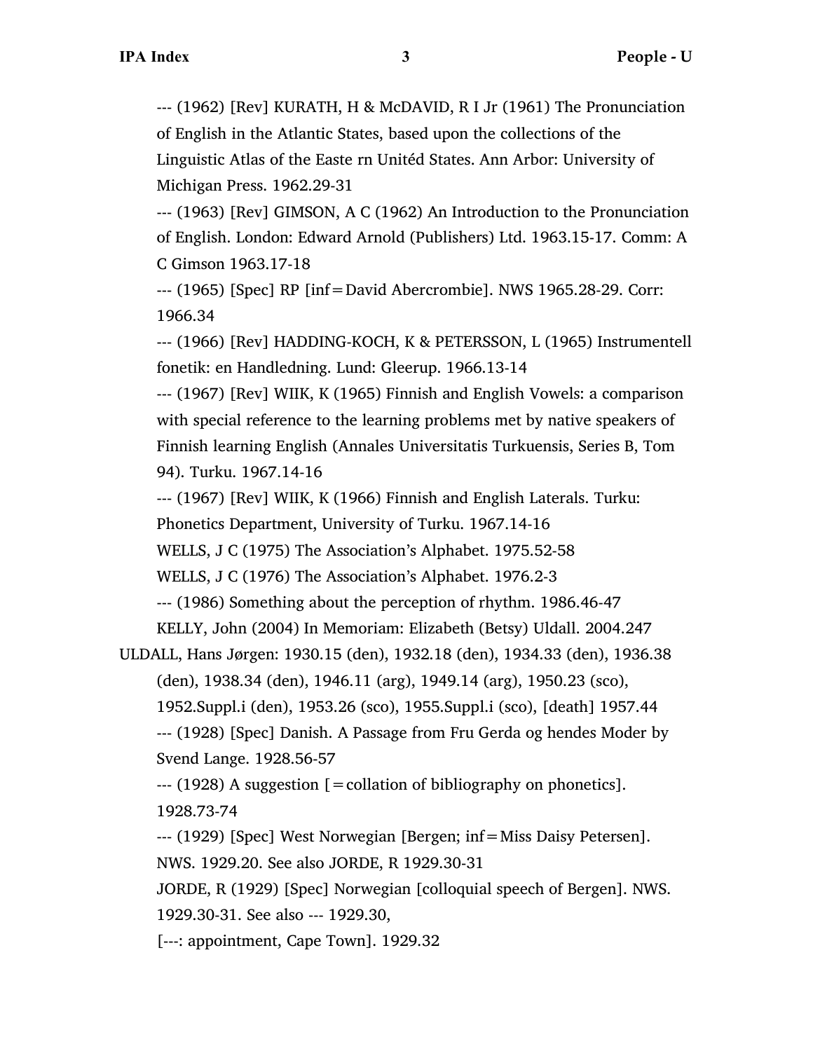--- (1962) [Rev] KURATH, H & McDAVID, R I Jr (1961) The Pronunciation of English in the Atlantic States, based upon the collections of the Linguistic Atlas of the Easte rn Unitéd States. Ann Arbor: University of Michigan Press. 1962.29-31

--- (1963) [Rev] GIMSON, A C (1962) An Introduction to the Pronunciation of English. London: Edward Arnold (Publishers) Ltd. 1963.15-17. Comm: A C Gimson 1963.17-18

--- (1965) [Spec] RP [inf=David Abercrombie]. NWS 1965.28-29. Corr: 1966.34

--- (1966) [Rev] HADDING-KOCH, K & PETERSSON, L (1965) Instrumentell fonetik: en Handledning. Lund: Gleerup. 1966.13-14

--- (1967) [Rev] WIIK, K (1965) Finnish and English Vowels: a comparison with special reference to the learning problems met by native speakers of Finnish learning English (Annales Universitatis Turkuensis, Series B, Tom 94). Turku. 1967.14-16

--- (1967) [Rev] WIIK, K (1966) Finnish and English Laterals. Turku: Phonetics Department, University of Turku. 1967.14-16

WELLS, J C (1975) The Association's Alphabet. 1975.52-58

WELLS, J C (1976) The Association's Alphabet. 1976.2-3

--- (1986) Something about the perception of rhythm. 1986.46-47

KELLY, John (2004) In Memoriam: Elizabeth (Betsy) Uldall. 2004.247

ULDALL, Hans Jørgen: 1930.15 (den), 1932.18 (den), 1934.33 (den), 1936.38 (den), 1938.34 (den), 1946.11 (arg), 1949.14 (arg), 1950.23 (sco), 1952.Suppl.i (den), 1953.26 (sco), 1955.Suppl.i (sco), [death] 1957.44

--- (1928) [Spec] Danish. A Passage from Fru Gerda og hendes Moder by Svend Lange. 1928.56-57

--- (1928) A suggestion [=collation of bibliography on phonetics]. 1928.73-74

--- (1929) [Spec] West Norwegian [Bergen; inf=Miss Daisy Petersen]. NWS. 1929.20. See also JORDE, R 1929.30-31

JORDE, R (1929) [Spec] Norwegian [colloquial speech of Bergen]. NWS. 1929.30-31. See also --- 1929.30,

[---: appointment, Cape Town]. 1929.32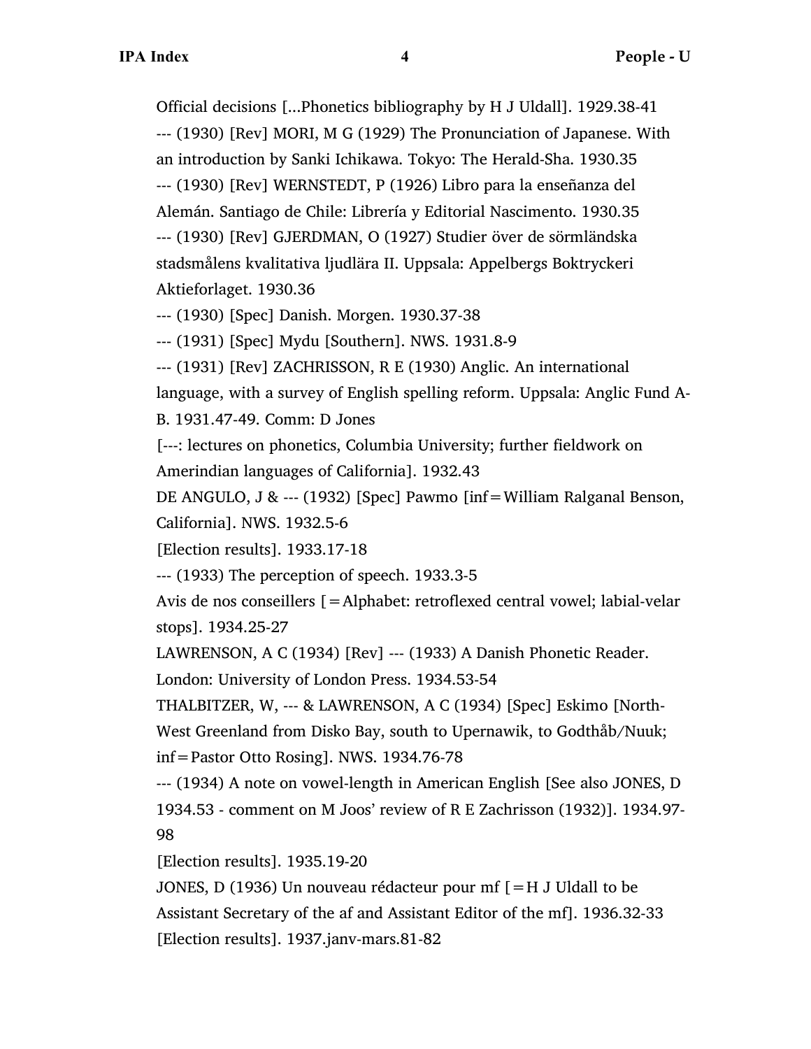Official decisions [...Phonetics bibliography by H J Uldall]. 1929.38-41

--- (1930) [Rev] MORI, M G (1929) The Pronunciation of Japanese. With an introduction by Sanki Ichikawa. Tokyo: The Herald-Sha. 1930.35

--- (1930) [Rev] WERNSTEDT, P (1926) Libro para la enseñanza del Alemán. Santiago de Chile: Librería y Editorial Nascimento. 1930.35

--- (1930) [Rev] GJERDMAN, O (1927) Studier över de sörmländska stadsmålens kvalitativa ljudlära II. Uppsala: Appelbergs Boktryckeri Aktieforlaget. 1930.36

--- (1930) [Spec] Danish. Morgen. 1930.37-38

--- (1931) [Spec] Mydu [Southern]. NWS. 1931.8-9

--- (1931) [Rev] ZACHRISSON, R E (1930) Anglic. An international language, with a survey of English spelling reform. Uppsala: Anglic Fund A-B. 1931.47-49. Comm: D Jones

[---: lectures on phonetics, Columbia University; further fieldwork on Amerindian languages of California]. 1932.43

DE ANGULO, J & --- (1932) [Spec] Pawmo [inf=William Ralganal Benson, California]. NWS. 1932.5-6

[Election results]. 1933.17-18

--- (1933) The perception of speech. 1933.3-5

Avis de nos conseillers [=Alphabet: retroflexed central vowel; labial-velar stops]. 1934.25-27

LAWRENSON, A C (1934) [Rev] --- (1933) A Danish Phonetic Reader. London: University of London Press. 1934.53-54

THALBITZER, W, --- & LAWRENSON, A C (1934) [Spec] Eskimo [North-West Greenland from Disko Bay, south to Upernawik, to Godthåb/Nuuk; inf=Pastor Otto Rosing]. NWS. 1934.76-78

--- (1934) A note on vowel-length in American English [See also JONES, D 1934.53 - comment on M Joos' review of R E Zachrisson (1932)]. 1934.97-98

[Election results]. 1935.19-20

JONES, D (1936) Un nouveau rédacteur pour mf [=H J Uldall to be Assistant Secretary of the af and Assistant Editor of the mf]. 1936.32-33

[Election results]. 1937.janv-mars.81-82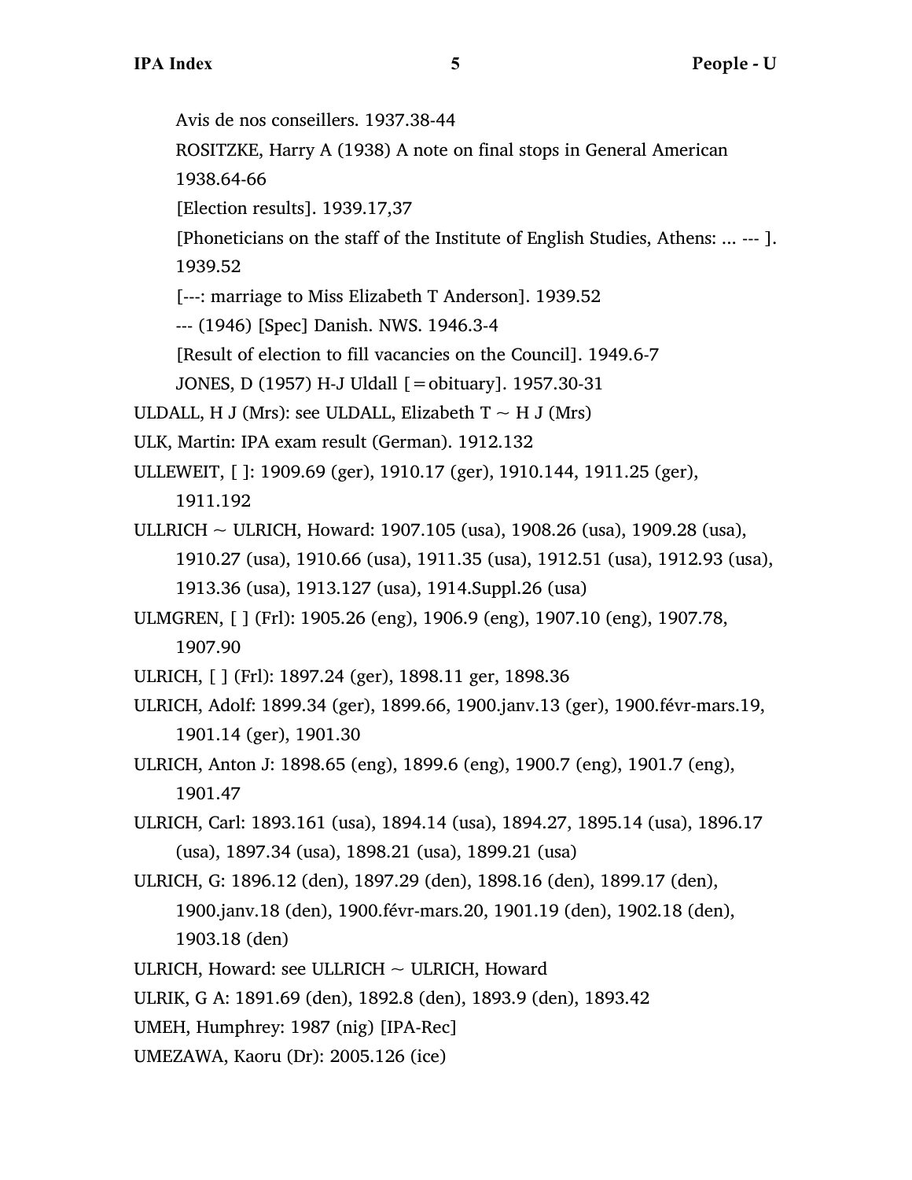Avis de nos conseillers. 1937.38-44

ROSITZKE, Harry A (1938) A note on final stops in General American 1938.64-66

[Election results]. 1939.17,37

[Phoneticians on the staff of the Institute of English Studies, Athens: ... --- ]. 1939.52

[---: marriage to Miss Elizabeth T Anderson]. 1939.52

--- (1946) [Spec] Danish. NWS. 1946.3-4

[Result of election to fill vacancies on the Council]. 1949.6-7

JONES, D (1957) H-J Uldall [=obituary]. 1957.30-31

ULDALL, H J (Mrs): see ULDALL, Elizabeth T ~ H J (Mrs)

ULK, Martin: IPA exam result (German). 1912.132

ULLEWEIT, [ ]: 1909.69 (ger), 1910.17 (ger), 1910.144, 1911.25 (ger), 1911.192

ULLRICH ~ ULRICH, Howard: 1907.105 (usa), 1908.26 (usa), 1909.28 (usa), 1910.27 (usa), 1910.66 (usa), 1911.35 (usa), 1912.51 (usa), 1912.93 (usa), 1913.36 (usa), 1913.127 (usa), 1914.Suppl.26 (usa)

ULMGREN, [ ] (Frl): 1905.26 (eng), 1906.9 (eng), 1907.10 (eng), 1907.78, 1907.90

ULRICH, [ ] (Frl): 1897.24 (ger), 1898.11 ger, 1898.36

ULRICH, Adolf: 1899.34 (ger), 1899.66, 1900.janv.13 (ger), 1900.févr-mars.19, 1901.14 (ger), 1901.30

ULRICH, Anton J: 1898.65 (eng), 1899.6 (eng), 1900.7 (eng), 1901.7 (eng), 1901.47

ULRICH, Carl: 1893.161 (usa), 1894.14 (usa), 1894.27, 1895.14 (usa), 1896.17 (usa), 1897.34 (usa), 1898.21 (usa), 1899.21 (usa)

ULRICH, G: 1896.12 (den), 1897.29 (den), 1898.16 (den), 1899.17 (den), 1900.janv.18 (den), 1900.févr-mars.20, 1901.19 (den), 1902.18 (den), 1903.18 (den)

ULRICH, Howard: see ULLRICH ~ ULRICH, Howard

ULRIK, G A: 1891.69 (den), 1892.8 (den), 1893.9 (den), 1893.42

UMEH, Humphrey: 1987 (nig) [IPA-Rec]

UMEZAWA, Kaoru (Dr): 2005.126 (ice)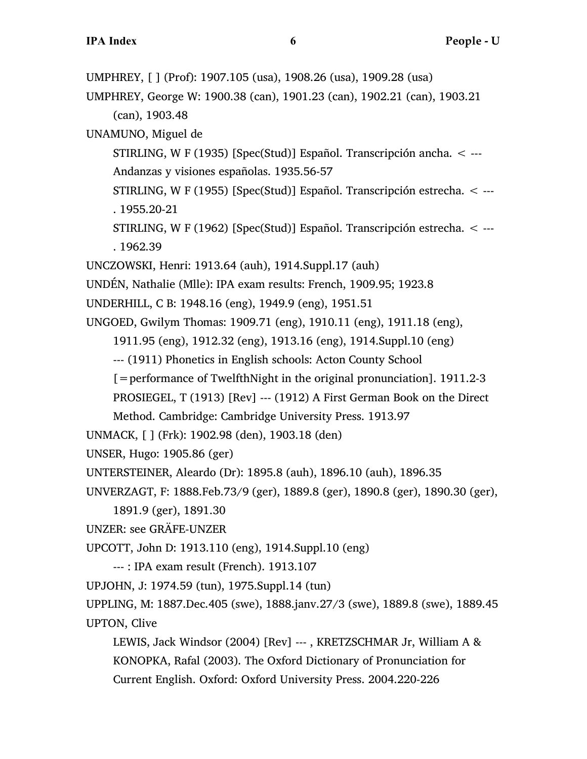UMPHREY, [ ] (Prof): 1907.105 (usa), 1908.26 (usa), 1909.28 (usa)

UMPHREY, George W: 1900.38 (can), 1901.23 (can), 1902.21 (can), 1903.21 (can), 1903.48

UNAMUNO, Miguel de

> STIRLING, W F (1935) [Spec(Stud)] Español. Transcripción ancha. < --- Andanzas y visiones españolas. 1935.56-57
>
> STIRLING, W F (1955) [Spec(Stud)] Español. Transcripción estrecha. < --- . 1955.20-21
>
> STIRLING, W F (1962) [Spec(Stud)] Español. Transcripción estrecha. < --- . 1962.39

UNCZOWSKI, Henri: 1913.64 (auh), 1914.Suppl.17 (auh)

UNDÉN, Nathalie (Mlle): IPA exam results: French, 1909.95; 1923.8

UNDERHILL, C B: 1948.16 (eng), 1949.9 (eng), 1951.51

UNGOED, Gwilym Thomas: 1909.71 (eng), 1910.11 (eng), 1911.18 (eng), 1911.95 (eng), 1912.32 (eng), 1913.16 (eng), 1914.Suppl.10 (eng)

> --- (1911) Phonetics in English schools: Acton County School [=performance of TwelfthNight in the original pronunciation]. 1911.2-3
>
> PROSIEGEL, T (1913) [Rev] --- (1912) A First German Book on the Direct Method. Cambridge: Cambridge University Press. 1913.97

UNMACK, [ ] (Frk): 1902.98 (den), 1903.18 (den)

UNSER, Hugo: 1905.86 (ger)

UNTERSTEINER, Aleardo (Dr): 1895.8 (auh), 1896.10 (auh), 1896.35

UNVERZAGT, F: 1888.Feb.73/9 (ger), 1889.8 (ger), 1890.8 (ger), 1890.30 (ger), 1891.9 (ger), 1891.30

UNZER: see GRÄFE-UNZER

UPCOTT, John D: 1913.110 (eng), 1914.Suppl.10 (eng)

> --- : IPA exam result (French). 1913.107

UPJOHN, J: 1974.59 (tun), 1975.Suppl.14 (tun)

UPPLING, M: 1887.Dec.405 (swe), 1888.janv.27/3 (swe), 1889.8 (swe), 1889.45

UPTON, Clive

> LEWIS, Jack Windsor (2004) [Rev] --- , KRETZSCHMAR Jr, William A & KONOPKA, Rafal (2003). The Oxford Dictionary of Pronunciation for Current English. Oxford: Oxford University Press. 2004.220-226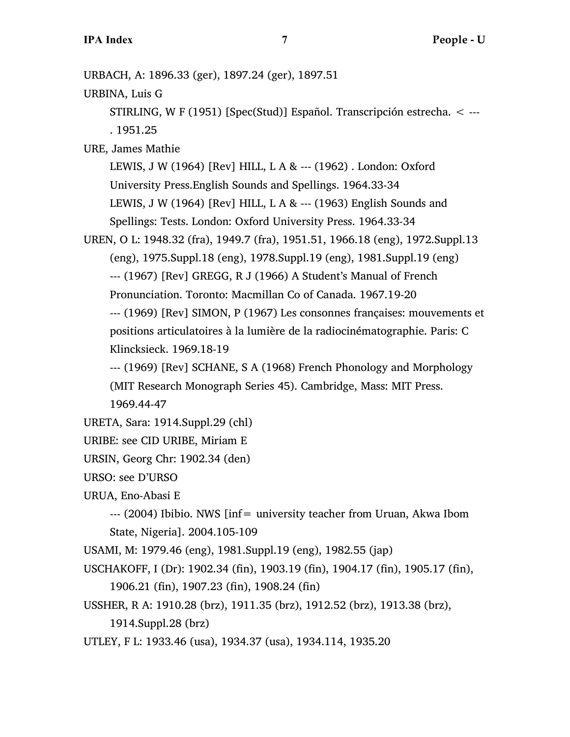URBACH, A: 1896.33 (ger), 1897.24 (ger), 1897.51

URBINA, Luis G

STIRLING, W F (1951) [Spec(Stud)] Español. Transcripción estrecha. < --- . 1951.25

URE, James Mathie

LEWIS, J W (1964) [Rev] HILL, L A & --- (1962) . London: Oxford University Press.English Sounds and Spellings. 1964.33-34

LEWIS, J W (1964) [Rev] HILL, L A & --- (1963) English Sounds and Spellings: Tests. London: Oxford University Press. 1964.33-34

UREN, O L: 1948.32 (fra), 1949.7 (fra), 1951.51, 1966.18 (eng), 1972.Suppl.13 (eng), 1975.Suppl.18 (eng), 1978.Suppl.19 (eng), 1981.Suppl.19 (eng)

--- (1967) [Rev] GREGG, R J (1966) A Student's Manual of French Pronunciation. Toronto: Macmillan Co of Canada. 1967.19-20

--- (1969) [Rev] SIMON, P (1967) Les consonnes françaises: mouvements et positions articulatoires à la lumière de la radiocinématographie. Paris: C Klincksieck. 1969.18-19

--- (1969) [Rev] SCHANE, S A (1968) French Phonology and Morphology (MIT Research Monograph Series 45). Cambridge, Mass: MIT Press. 1969.44-47

URETA, Sara: 1914.Suppl.29 (chl)

URIBE: see CID URIBE, Miriam E

URSIN, Georg Chr: 1902.34 (den)

URSO: see D'URSO

URUA, Eno-Abasi E

--- (2004) Ibibio. NWS [inf= university teacher from Uruan, Akwa Ibom State, Nigeria]. 2004.105-109

USAMI, M: 1979.46 (eng), 1981.Suppl.19 (eng), 1982.55 (jap)

USCHAKOFF, I (Dr): 1902.34 (fin), 1903.19 (fin), 1904.17 (fin), 1905.17 (fin), 1906.21 (fin), 1907.23 (fin), 1908.24 (fin)

USSHER, R A: 1910.28 (brz), 1911.35 (brz), 1912.52 (brz), 1913.38 (brz), 1914.Suppl.28 (brz)

UTLEY, F L: 1933.46 (usa), 1934.37 (usa), 1934.114, 1935.20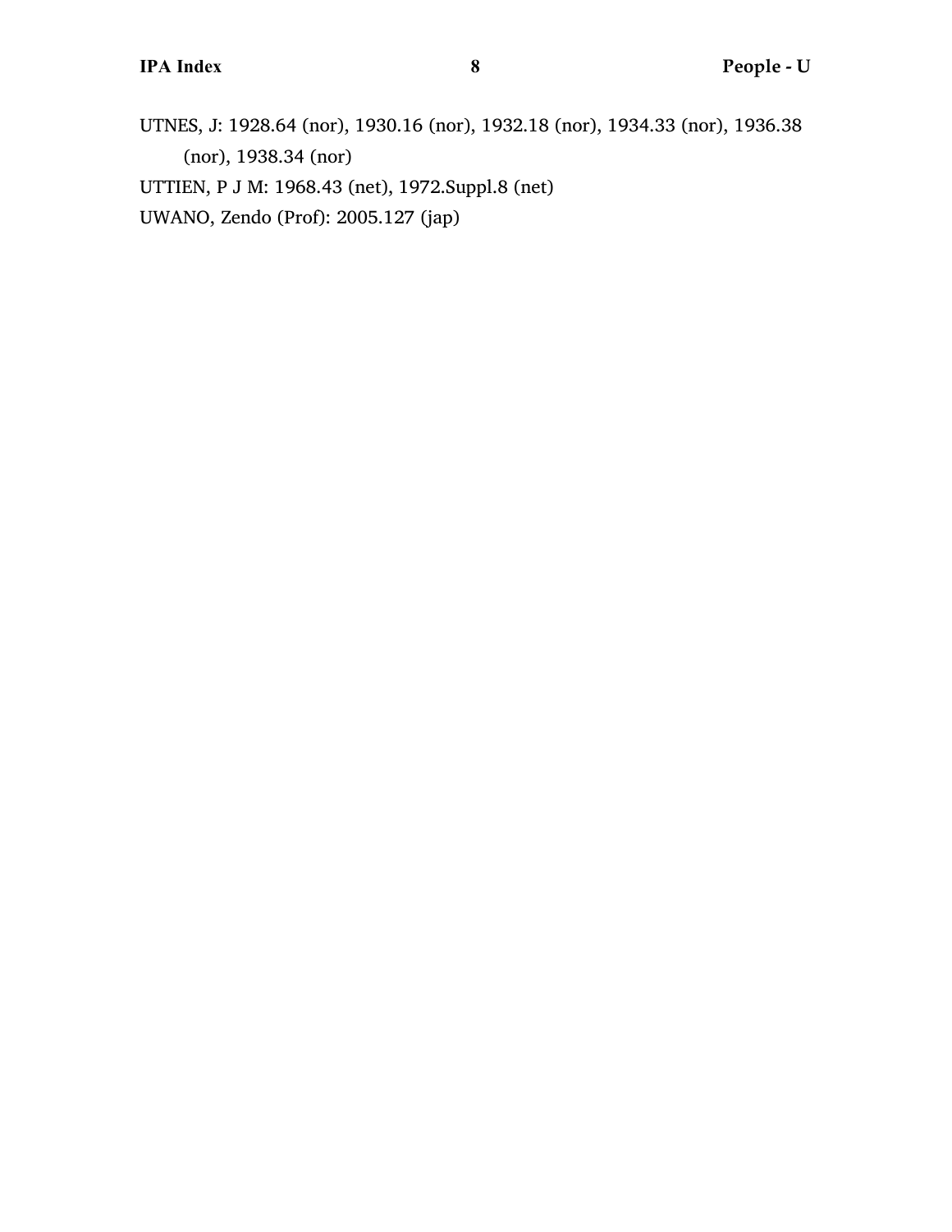UTNES, J: 1928.64 (nor), 1930.16 (nor), 1932.18 (nor), 1934.33 (nor), 1936.38 (nor), 1938.34 (nor)

UTTIEN, P J M: 1968.43 (net), 1972.Suppl.8 (net)

UWANO, Zendo (Prof): 2005.127 (jap)